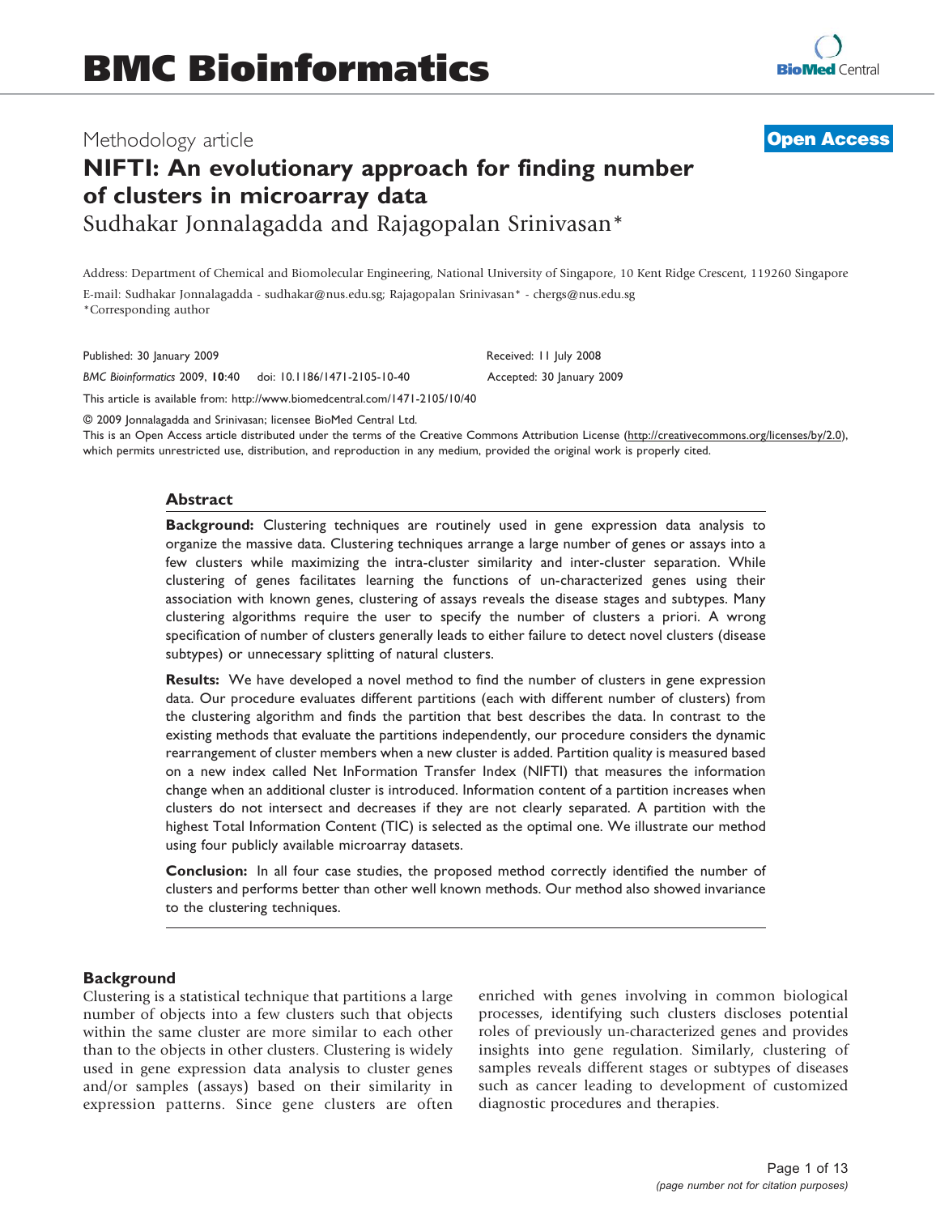# BMC Bioinformatics

Methodology article

**Open Access**

## NIFTI: An evolutionary approach for finding number of clusters in microarray data

Sudhakar Jonnalagadda and Rajagopalan Srinivasan*

Address: Department of Chemical and Biomolecular Engineering, National University of Singapore, 10 Kent Ridge Crescent, 119260 Singapore

E-mail: Sudhakar Jonnalagadda - sudhakar@nus.edu.sg; Rajagopalan Srinivasan* - chergs@nus.edu.sg

*Corresponding author

Published: 30 January 2009

Received: 11 July 2008

*BMC Bioinformatics* 2009, **10**:40 doi: 10.1186/1471-2105-10-40

Accepted: 30 January 2009

This article is available from: http://www.biomedcentral.com/1471-2105/10/40

© 2009 Jonnalagadda and Srinivasan; licensee BioMed Central Ltd.

This is an Open Access article distributed under the terms of the Creative Commons Attribution License (http://creativecommons.org/licenses/by/2.0), which permits unrestricted use, distribution, and reproduction in any medium, provided the original work is properly cited.

### Abstract

**Background:** Clustering techniques are routinely used in gene expression data analysis to organize the massive data. Clustering techniques arrange a large number of genes or assays into a few clusters while maximizing the intra-cluster similarity and inter-cluster separation. While clustering of genes facilitates learning the functions of un-characterized genes using their association with known genes, clustering of assays reveals the disease stages and subtypes. Many clustering algorithms require the user to specify the number of clusters a priori. A wrong specification of number of clusters generally leads to either failure to detect novel clusters (disease subtypes) or unnecessary splitting of natural clusters.

**Results:** We have developed a novel method to find the number of clusters in gene expression data. Our procedure evaluates different partitions (each with different number of clusters) from the clustering algorithm and finds the partition that best describes the data. In contrast to the existing methods that evaluate the partitions independently, our procedure considers the dynamic rearrangement of cluster members when a new cluster is added. Partition quality is measured based on a new index called Net InFormation Transfer Index (NIFTI) that measures the information change when an additional cluster is introduced. Information content of a partition increases when clusters do not intersect and decreases if they are not clearly separated. A partition with the highest Total Information Content (TIC) is selected as the optimal one. We illustrate our method using four publicly available microarray datasets.

**Conclusion:** In all four case studies, the proposed method correctly identified the number of clusters and performs better than other well known methods. Our method also showed invariance to the clustering techniques.

## Background

Clustering is a statistical technique that partitions a large number of objects into a few clusters such that objects within the same cluster are more similar to each other than to the objects in other clusters. Clustering is widely used in gene expression data analysis to cluster genes and/or samples (assays) based on their similarity in expression patterns. Since gene clusters are often enriched with genes involving in common biological processes, identifying such clusters discloses potential roles of previously un-characterized genes and provides insights into gene regulation. Similarly, clustering of samples reveals different stages or subtypes of diseases such as cancer leading to development of customized diagnostic procedures and therapies.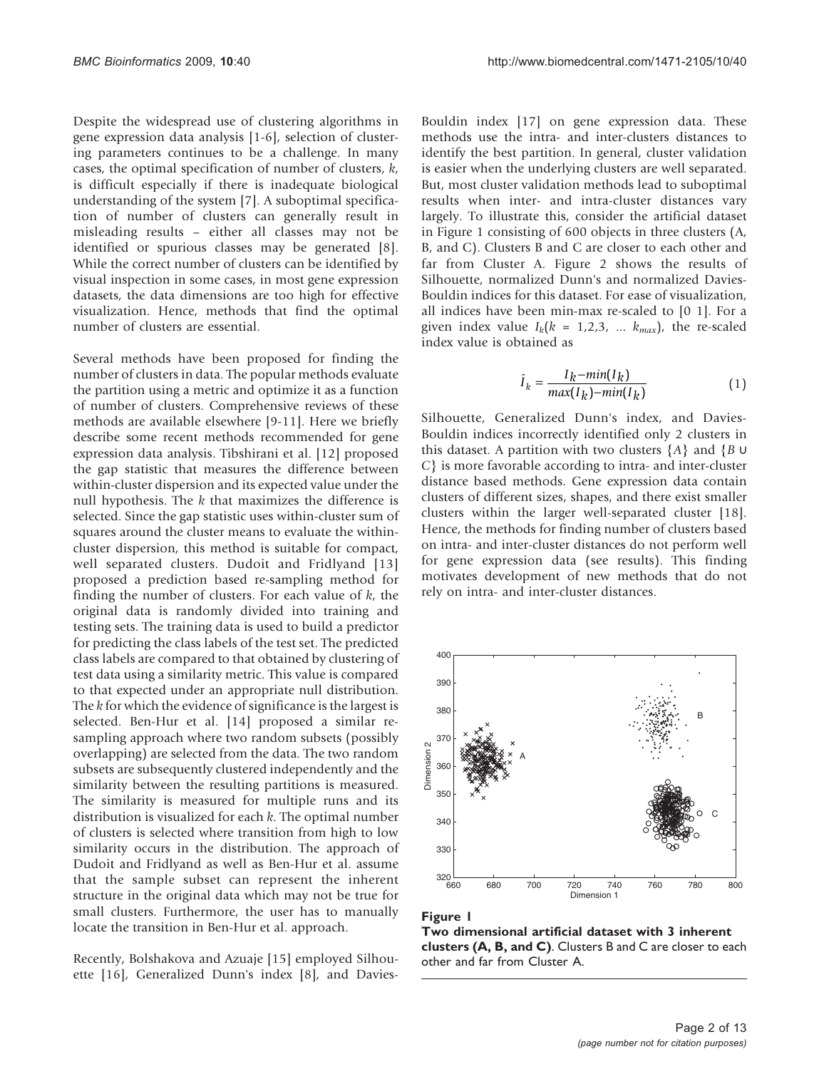Despite the widespread use of clustering algorithms in gene expression data analysis [1-6], selection of clustering parameters continues to be a challenge. In many cases, the optimal specification of number of clusters, $k$, is difficult especially if there is inadequate biological understanding of the system [7]. A suboptimal specification of number of clusters can generally result in misleading results – either all classes may not be identified or spurious classes may be generated [8]. While the correct number of clusters can be identified by visual inspection in some cases, in most gene expression datasets, the data dimensions are too high for effective visualization. Hence, methods that find the optimal number of clusters are essential.

Several methods have been proposed for finding the number of clusters in data. The popular methods evaluate the partition using a metric and optimize it as a function of number of clusters. Comprehensive reviews of these methods are available elsewhere [9-11]. Here we briefly describe some recent methods recommended for gene expression data analysis. Tibshirani et al. [12] proposed the gap statistic that measures the difference between within-cluster dispersion and its expected value under the null hypothesis. The $k$ that maximizes the difference is selected. Since the gap statistic uses within-cluster sum of squares around the cluster means to evaluate the within-cluster dispersion, this method is suitable for compact, well separated clusters. Dudoit and Fridlyand [13] proposed a prediction based re-sampling method for finding the number of clusters. For each value of $k$, the original data is randomly divided into training and testing sets. The training data is used to build a predictor for predicting the class labels of the test set. The predicted class labels are compared to that obtained by clustering of test data using a similarity metric. This value is compared to that expected under an appropriate null distribution. The $k$ for which the evidence of significance is the largest is selected. Ben-Hur et al. [14] proposed a similar re-sampling approach where two random subsets (possibly overlapping) are selected from the data. The two random subsets are subsequently clustered independently and the similarity between the resulting partitions is measured. The similarity is measured for multiple runs and its distribution is visualized for each $k$. The optimal number of clusters is selected where transition from high to low similarity occurs in the distribution. The approach of Dudoit and Fridlyand as well as Ben-Hur et al. assume that the sample subset can represent the inherent structure in the original data which may not be true for small clusters. Furthermore, the user has to manually locate the transition in Ben-Hur et al. approach.

Recently, Bolshakova and Azuaje [15] employed Silhouette [16], Generalized Dunn's index [8], and Davies-Bouldin index [17] on gene expression data. These methods use the intra- and inter-clusters distances to identify the best partition. In general, cluster validation is easier when the underlying clusters are well separated. But, most cluster validation methods lead to suboptimal results when inter- and intra-cluster distances vary largely. To illustrate this, consider the artificial dataset in Figure 1 consisting of 600 objects in three clusters (A, B, and C). Clusters B and C are closer to each other and far from Cluster A. Figure 2 shows the results of Silhouette, normalized Dunn's and normalized Davies-Bouldin indices for this dataset. For ease of visualization, all indices have been min-max re-scaled to [0 1]. For a given index value $I_k(k = 1,2,3, \ldots k_{max})$, the re-scaled index value is obtained as

$$\hat{I}_k = \frac{I_k - min(I_k)}{max(I_k) - min(I_k)} \quad (1)$$

Silhouette, Generalized Dunn's index, and Davies-Bouldin indices incorrectly identified only 2 clusters in this dataset. A partition with two clusters $\{A\}$ and $\{B \cup C\}$ is more favorable according to intra- and inter-cluster distance based methods. Gene expression data contain clusters of different sizes, shapes, and there exist smaller clusters within the larger well-separated cluster [18]. Hence, the methods for finding number of clusters based on intra- and inter-cluster distances do not perform well for gene expression data (see results). This finding motivates development of new methods that do not rely on intra- and inter-cluster distances.

**Figure 1**

**Two dimensional artificial dataset with 3 inherent clusters (A, B, and C)**. Clusters B and C are closer to each other and far from Cluster A.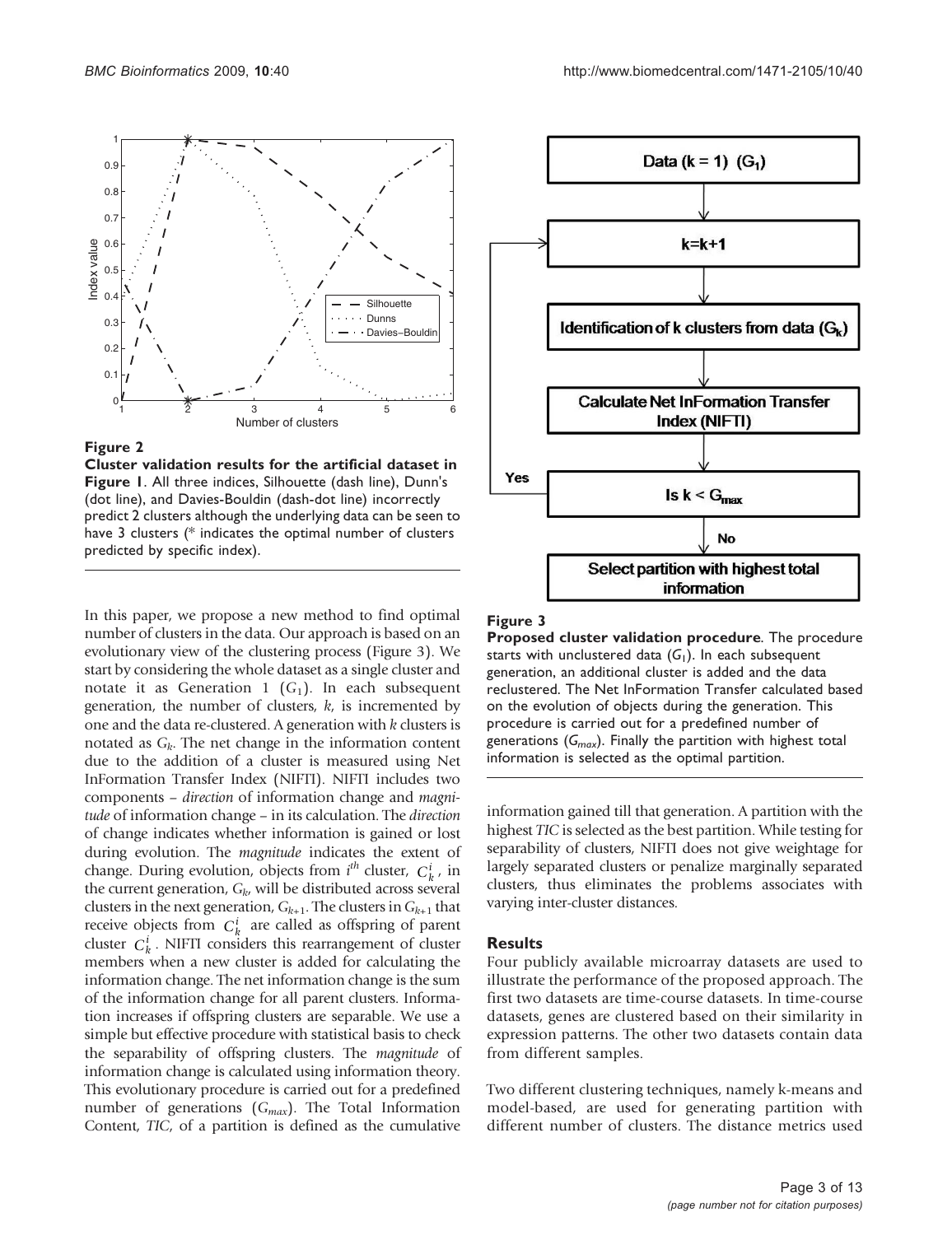**Figure 2**

**Cluster validation results for the artificial dataset in Figure 1**. All three indices, Silhouette (dash line), Dunn's (dot line), and Davies-Bouldin (dash-dot line) incorrectly predict 2 clusters although the underlying data can be seen to have 3 clusters (* indicates the optimal number of clusters predicted by specific index).

In this paper, we propose a new method to find optimal number of clusters in the data. Our approach is based on an evolutionary view of the clustering process (Figure 3). We start by considering the whole dataset as a single cluster and notate it as Generation 1 ($G_1$). In each subsequent generation, the number of clusters, $k$, is incremented by one and the data re-clustered. A generation with $k$ clusters is notated as $G_k$. The net change in the information content due to the addition of a cluster is measured using Net InFormation Transfer Index (NIFTI). NIFTI includes two components – *direction* of information change and *magnitude* of information change – in its calculation. The *direction* of change indicates whether information is gained or lost during evolution. The *magnitude* indicates the extent of change. During evolution, objects from $i^{th}$ cluster, $C_k^i$, in the current generation, $G_k$, will be distributed across several clusters in the next generation, $G_{k+1}$. The clusters in $G_{k+1}$ that receive objects from $C_k^i$ are called as offspring of parent cluster $C_k^i$. NIFTI considers this rearrangement of cluster members when a new cluster is added for calculating the information change. The net information change is the sum of the information change for all parent clusters. Information increases if offspring clusters are separable. We use a simple but effective procedure with statistical basis to check the separability of offspring clusters. The *magnitude* of information change is calculated using information theory. This evolutionary procedure is carried out for a predefined number of generations ($G_{max}$). The Total Information Content, *TIC*, of a partition is defined as the cumulative information gained till that generation. A partition with the highest *TIC* is selected as the best partition. While testing for separability of clusters, NIFTI does not give weightage for largely separated clusters or penalize marginally separated clusters, thus eliminates the problems associates with varying inter-cluster distances.

**Figure 3**

**Proposed cluster validation procedure**. The procedure starts with unclustered data ($G_1$). In each subsequent generation, an additional cluster is added and the data reclustered. The Net InFormation Transfer calculated based on the evolution of objects during the generation. This procedure is carried out for a predefined number of generations ($G_{max}$). Finally the partition with highest total information is selected as the optimal partition.

## Results

Four publicly available microarray datasets are used to illustrate the performance of the proposed approach. The first two datasets are time-course datasets. In time-course datasets, genes are clustered based on their similarity in expression patterns. The other two datasets contain data from different samples.

Two different clustering techniques, namely k-means and model-based, are used for generating partition with different number of clusters. The distance metrics used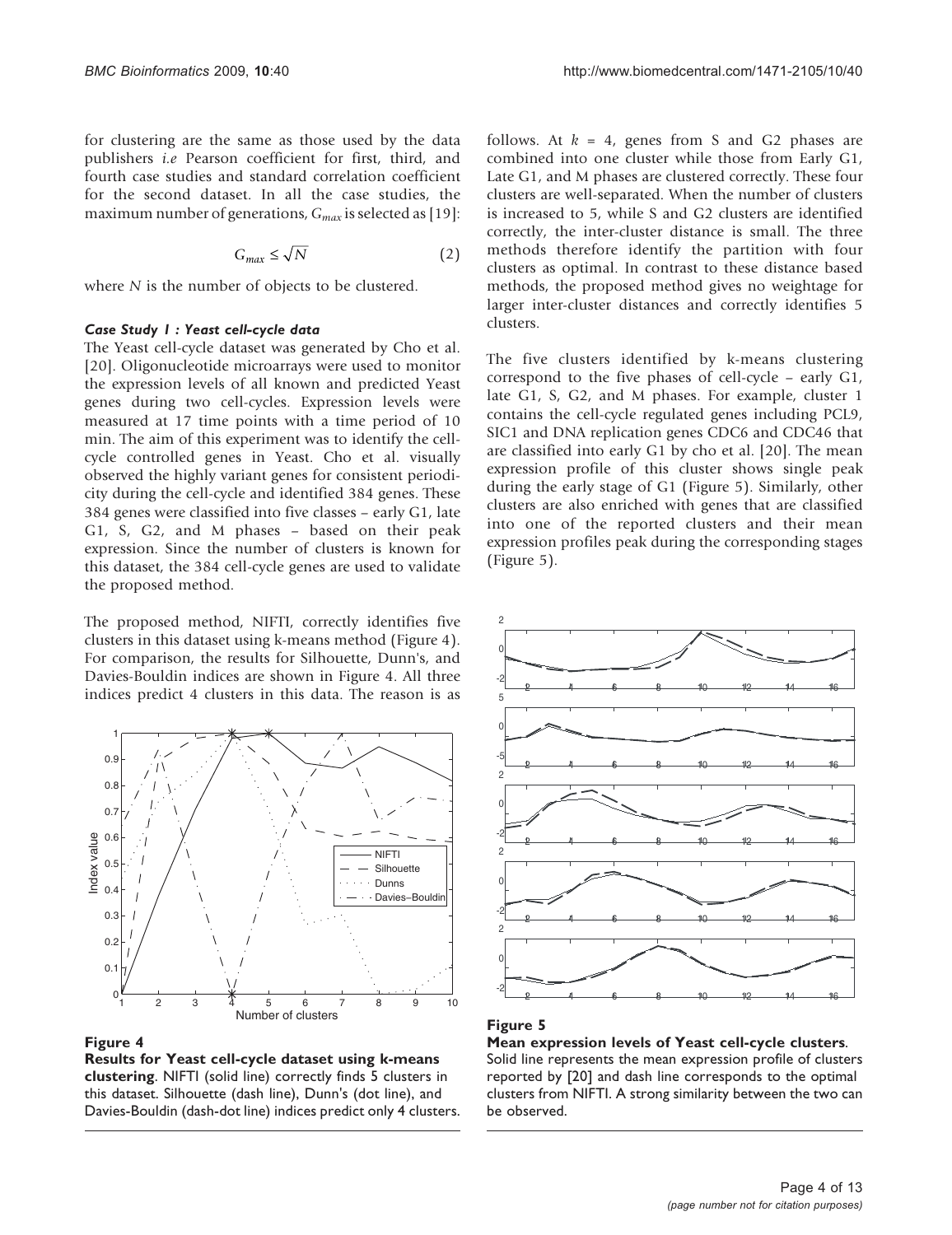for clustering are the same as those used by the data publishers *i.e* Pearson coefficient for first, third, and fourth case studies and standard correlation coefficient for the second dataset. In all the case studies, the maximum number of generations, $G_{max}$ is selected as [19]:

$$G_{max} \leq \sqrt{N} \tag{2}$$

where $N$ is the number of objects to be clustered.

#### *Case Study 1 : Yeast cell-cycle data*

The Yeast cell-cycle dataset was generated by Cho et al. [20]. Oligonucleotide microarrays were used to monitor the expression levels of all known and predicted Yeast genes during two cell-cycles. Expression levels were measured at 17 time points with a time period of 10 min. The aim of this experiment was to identify the cell-cycle controlled genes in Yeast. Cho et al. visually observed the highly variant genes for consistent periodicity during the cell-cycle and identified 384 genes. These 384 genes were classified into five classes – early G1, late G1, S, G2, and M phases – based on their peak expression. Since the number of clusters is known for this dataset, the 384 cell-cycle genes are used to validate the proposed method.

The proposed method, NIFTI, correctly identifies five clusters in this dataset using k-means method (Figure 4). For comparison, the results for Silhouette, Dunn's, and Davies-Bouldin indices are shown in Figure 4. All three indices predict 4 clusters in this data. The reason is as follows. At $k$ = 4, genes from S and G2 phases are combined into one cluster while those from Early G1, Late G1, and M phases are clustered correctly. These four clusters are well-separated. When the number of clusters is increased to 5, while S and G2 clusters are identified correctly, the inter-cluster distance is small. The three methods therefore identify the partition with four clusters as optimal. In contrast to these distance based methods, the proposed method gives no weightage for larger inter-cluster distances and correctly identifies 5 clusters.

The five clusters identified by k-means clustering correspond to the five phases of cell-cycle – early G1, late G1, S, G2, and M phases. For example, cluster 1 contains the cell-cycle regulated genes including PCL9, SIC1 and DNA replication genes CDC6 and CDC46 that are classified into early G1 by cho et al. [20]. The mean expression profile of this cluster shows single peak during the early stage of G1 (Figure 5). Similarly, other clusters are also enriched with genes that are classified into one of the reported clusters and their mean expression profiles peak during the corresponding stages (Figure 5).

**Figure 4**

**Results for Yeast cell-cycle dataset using k-means clustering**. NIFTI (solid line) correctly finds 5 clusters in this dataset. Silhouette (dash line), Dunn's (dot line), and Davies-Bouldin (dash-dot line) indices predict only 4 clusters.

**Figure 5**

**Mean expression levels of Yeast cell-cycle clusters**. Solid line represents the mean expression profile of clusters reported by [20] and dash line corresponds to the optimal clusters from NIFTI. A strong similarity between the two can be observed.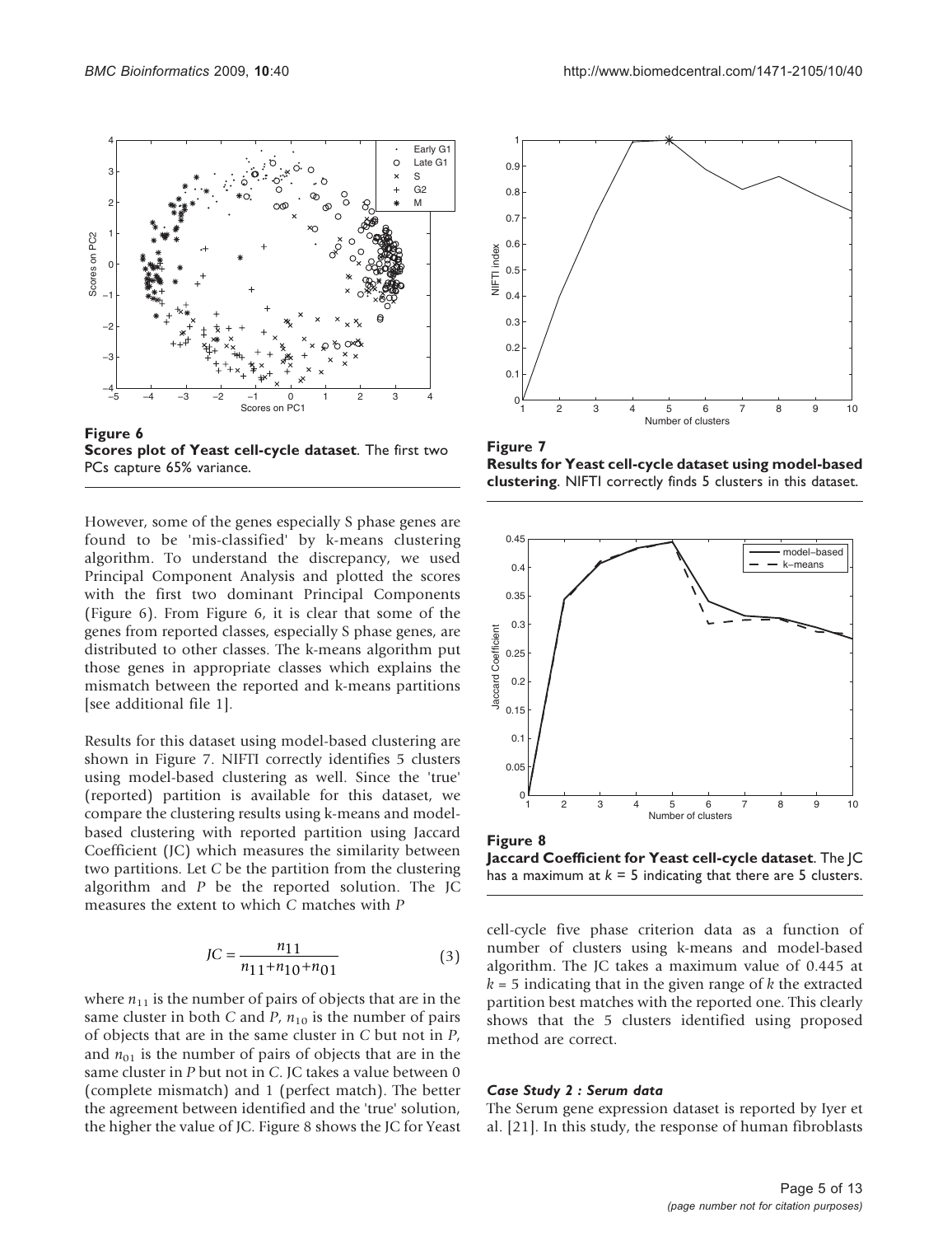**Figure 6**
**Scores plot of Yeast cell-cycle dataset**. The first two PCs capture 65% variance.

However, some of the genes especially S phase genes are found to be 'mis-classified' by k-means clustering algorithm. To understand the discrepancy, we used Principal Component Analysis and plotted the scores with the first two dominant Principal Components (Figure 6). From Figure 6, it is clear that some of the genes from reported classes, especially S phase genes, are distributed to other classes. The k-means algorithm put those genes in appropriate classes which explains the mismatch between the reported and k-means partitions [see additional file 1].

Results for this dataset using model-based clustering are shown in Figure 7. NIFTI correctly identifies 5 clusters using model-based clustering as well. Since the 'true' (reported) partition is available for this dataset, we compare the clustering results using k-means and model-based clustering with reported partition using Jaccard Coefficient (JC) which measures the similarity between two partitions. Let $C$ be the partition from the clustering algorithm and $P$ be the reported solution. The JC measures the extent to which $C$ matches with $P$

$$JC = \frac{n_{11}}{n_{11}+n_{10}+n_{01}} \qquad (3)$$

where $n_{11}$ is the number of pairs of objects that are in the same cluster in both $C$ and $P$, $n_{10}$ is the number of pairs of objects that are in the same cluster in $C$ but not in $P$, and $n_{01}$ is the number of pairs of objects that are in the same cluster in $P$ but not in $C$. JC takes a value between 0 (complete mismatch) and 1 (perfect match). The better the agreement between identified and the 'true' solution, the higher the value of JC. Figure 8 shows the JC for Yeast cell-cycle five phase criterion data as a function of number of clusters using k-means and model-based algorithm. The JC takes a maximum value of 0.445 at $k = 5$ indicating that in the given range of $k$ the extracted partition best matches with the reported one. This clearly shows that the 5 clusters identified using proposed method are correct.

**Figure 7**
**Results for Yeast cell-cycle dataset using model-based clustering**. NIFTI correctly finds 5 clusters in this dataset.

**Figure 8**
**Jaccard Coefficient for Yeast cell-cycle dataset**. The JC has a maximum at $k = 5$ indicating that there are 5 clusters.

#### *Case Study 2 : Serum data*

The Serum gene expression dataset is reported by Iyer et al. [21]. In this study, the response of human fibroblasts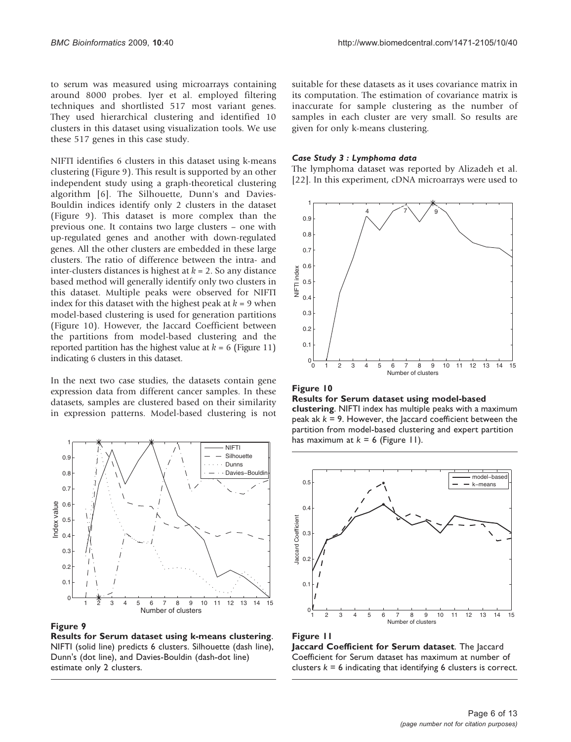to serum was measured using microarrays containing around 8000 probes. Iyer et al. employed filtering techniques and shortlisted 517 most variant genes. They used hierarchical clustering and identified 10 clusters in this dataset using visualization tools. We use these 517 genes in this case study.

NIFTI identifies 6 clusters in this dataset using k-means clustering (Figure 9). This result is supported by an other independent study using a graph-theoretical clustering algorithm [6]. The Silhouette, Dunn's and Davies-Bouldin indices identify only 2 clusters in the dataset (Figure 9). This dataset is more complex than the previous one. It contains two large clusters – one with up-regulated genes and another with down-regulated genes. All the other clusters are embedded in these large clusters. The ratio of difference between the intra- and inter-clusters distances is highest at $k = 2$. So any distance based method will generally identify only two clusters in this dataset. Multiple peaks were observed for NIFTI index for this dataset with the highest peak at $k = 9$ when model-based clustering is used for generation partitions (Figure 10). However, the Jaccard Coefficient between the partitions from model-based clustering and the reported partition has the highest value at $k = 6$ (Figure 11) indicating 6 clusters in this dataset.

In the next two case studies, the datasets contain gene expression data from different cancer samples. In these datasets, samples are clustered based on their similarity in expression patterns. Model-based clustering is not suitable for these datasets as it uses covariance matrix in its computation. The estimation of covariance matrix is inaccurate for sample clustering as the number of samples in each cluster are very small. So results are given for only k-means clustering.

**Figure 9**

**Results for Serum dataset using k-means clustering**. NIFTI (solid line) predicts 6 clusters. Silhouette (dash line), Dunn's (dot line), and Davies-Bouldin (dash-dot line) estimate only 2 clusters.

### *Case Study 3 : Lymphoma data*

The lymphoma dataset was reported by Alizadeh et al. [22]. In this experiment, cDNA microarrays were used to

**Figure 10**

**Results for Serum dataset using model-based clustering**. NIFTI index has multiple peaks with a maximum peak ak $k = 9$. However, the Jaccard coefficient between the partition from model-based clustering and expert partition has maximum at $k = 6$ (Figure 11).

**Figure 11**

**Jaccard Coefficient for Serum dataset**. The Jaccard Coefficient for Serum dataset has maximum at number of clusters $k = 6$ indicating that identifying 6 clusters is correct.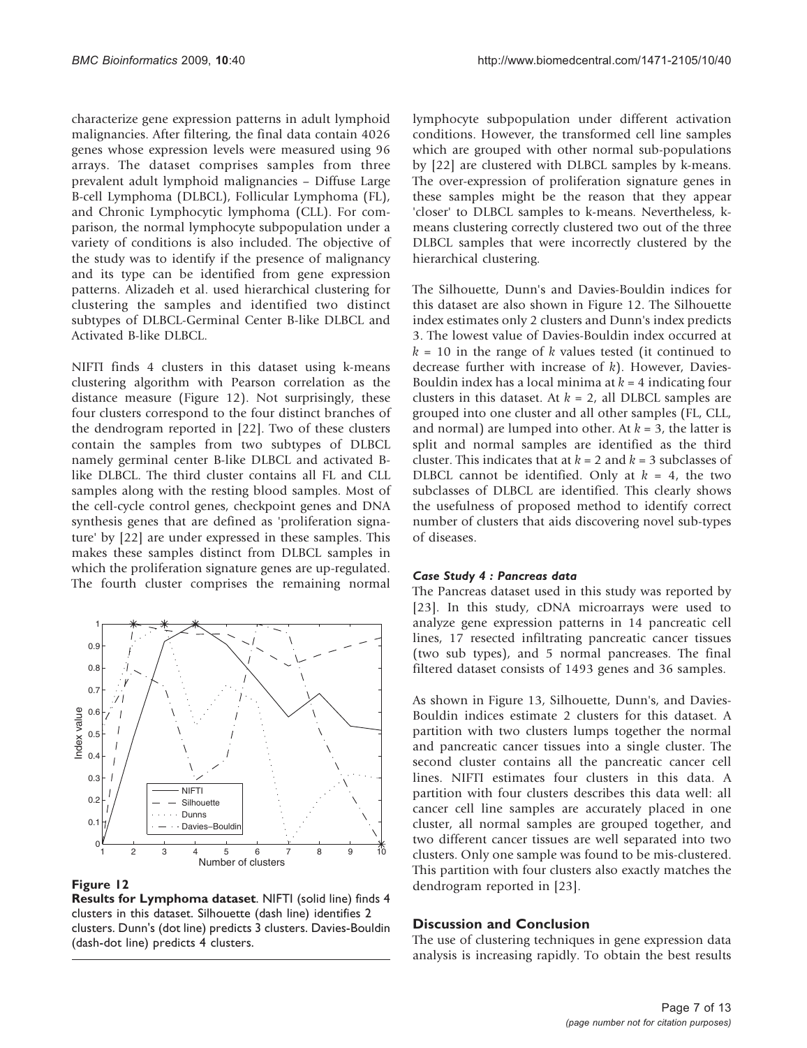characterize gene expression patterns in adult lymphoid malignancies. After filtering, the final data contain 4026 genes whose expression levels were measured using 96 arrays. The dataset comprises samples from three prevalent adult lymphoid malignancies – Diffuse Large B-cell Lymphoma (DLBCL), Follicular Lymphoma (FL), and Chronic Lymphocytic lymphoma (CLL). For comparison, the normal lymphocyte subpopulation under a variety of conditions is also included. The objective of the study was to identify if the presence of malignancy and its type can be identified from gene expression patterns. Alizadeh et al. used hierarchical clustering for clustering the samples and identified two distinct subtypes of DLBCL-Germinal Center B-like DLBCL and Activated B-like DLBCL.

NIFTI finds 4 clusters in this dataset using k-means clustering algorithm with Pearson correlation as the distance measure (Figure 12). Not surprisingly, these four clusters correspond to the four distinct branches of the dendrogram reported in [22]. Two of these clusters contain the samples from two subtypes of DLBCL namely germinal center B-like DLBCL and activated B-like DLBCL. The third cluster contains all FL and CLL samples along with the resting blood samples. Most of the cell-cycle control genes, checkpoint genes and DNA synthesis genes that are defined as 'proliferation signature' by [22] are under expressed in these samples. This makes these samples distinct from DLBCL samples in which the proliferation signature genes are up-regulated. The fourth cluster comprises the remaining normal lymphocyte subpopulation under different activation conditions. However, the transformed cell line samples which are grouped with other normal sub-populations by [22] are clustered with DLBCL samples by k-means. The over-expression of proliferation signature genes in these samples might be the reason that they appear 'closer' to DLBCL samples to k-means. Nevertheless, k-means clustering correctly clustered two out of the three DLBCL samples that were incorrectly clustered by the hierarchical clustering.

**Figure 12**

**Results for Lymphoma dataset.** NIFTI (solid line) finds 4 clusters in this dataset. Silhouette (dash line) identifies 2 clusters. Dunn's (dot line) predicts 3 clusters. Davies-Bouldin (dash-dot line) predicts 4 clusters.

The Silhouette, Dunn's and Davies-Bouldin indices for this dataset are also shown in Figure 12. The Silhouette index estimates only 2 clusters and Dunn's index predicts 3. The lowest value of Davies-Bouldin index occurred at $k = 10$ in the range of $k$ values tested (it continued to decrease further with increase of $k$). However, Davies-Bouldin index has a local minima at $k = 4$ indicating four clusters in this dataset. At $k = 2$, all DLBCL samples are grouped into one cluster and all other samples (FL, CLL, and normal) are lumped into other. At $k = 3$, the latter is split and normal samples are identified as the third cluster. This indicates that at $k = 2$ and $k = 3$ subclasses of DLBCL cannot be identified. Only at $k = 4$, the two subclasses of DLBCL are identified. This clearly shows the usefulness of proposed method to identify correct number of clusters that aids discovering novel sub-types of diseases.

### *Case Study 4 : Pancreas data*

The Pancreas dataset used in this study was reported by [23]. In this study, cDNA microarrays were used to analyze gene expression patterns in 14 pancreatic cell lines, 17 resected infiltrating pancreatic cancer tissues (two sub types), and 5 normal pancreases. The final filtered dataset consists of 1493 genes and 36 samples.

As shown in Figure 13, Silhouette, Dunn's, and Davies-Bouldin indices estimate 2 clusters for this dataset. A partition with two clusters lumps together the normal and pancreatic cancer tissues into a single cluster. The second cluster contains all the pancreatic cancer cell lines. NIFTI estimates four clusters in this data. A partition with four clusters describes this data well: all cancer cell line samples are accurately placed in one cluster, all normal samples are grouped together, and two different cancer tissues are well separated into two clusters. Only one sample was found to be mis-clustered. This partition with four clusters also exactly matches the dendrogram reported in [23].

## Discussion and Conclusion

The use of clustering techniques in gene expression data analysis is increasing rapidly. To obtain the best results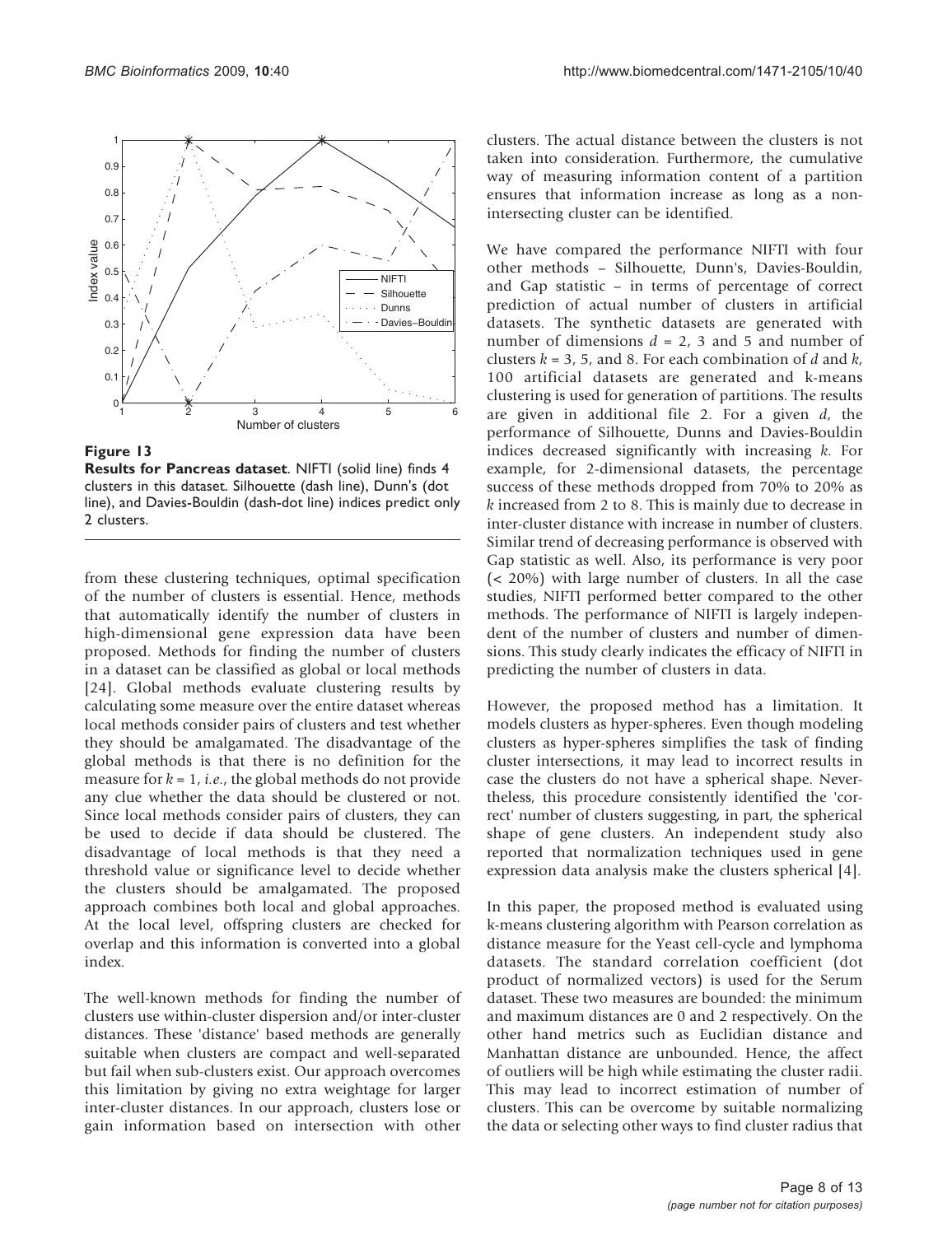**Figure 13**

**Results for Pancreas dataset**. NIFTI (solid line) finds 4 clusters in this dataset. Silhouette (dash line), Dunn's (dot line), and Davies-Bouldin (dash-dot line) indices predict only 2 clusters.

from these clustering techniques, optimal specification of the number of clusters is essential. Hence, methods that automatically identify the number of clusters in high-dimensional gene expression data have been proposed. Methods for finding the number of clusters in a dataset can be classified as global or local methods [24]. Global methods evaluate clustering results by calculating some measure over the entire dataset whereas local methods consider pairs of clusters and test whether they should be amalgamated. The disadvantage of the global methods is that there is no definition for the measure for $k = 1$, *i.e.*, the global methods do not provide any clue whether the data should be clustered or not. Since local methods consider pairs of clusters, they can be used to decide if data should be clustered. The disadvantage of local methods is that they need a threshold value or significance level to decide whether the clusters should be amalgamated. The proposed approach combines both local and global approaches. At the local level, offspring clusters are checked for overlap and this information is converted into a global index.

The well-known methods for finding the number of clusters use within-cluster dispersion and/or inter-cluster distances. These 'distance' based methods are generally suitable when clusters are compact and well-separated but fail when sub-clusters exist. Our approach overcomes this limitation by giving no extra weightage for larger inter-cluster distances. In our approach, clusters lose or gain information based on intersection with other clusters. The actual distance between the clusters is not taken into consideration. Furthermore, the cumulative way of measuring information content of a partition ensures that information increase as long as a non-intersecting cluster can be identified.

We have compared the performance NIFTI with four other methods – Silhouette, Dunn's, Davies-Bouldin, and Gap statistic – in terms of percentage of correct prediction of actual number of clusters in artificial datasets. The synthetic datasets are generated with number of dimensions $d = 2$, 3 and 5 and number of clusters $k = 3$, 5, and 8. For each combination of $d$ and $k$, 100 artificial datasets are generated and k-means clustering is used for generation of partitions. The results are given in additional file 2. For a given $d$, the performance of Silhouette, Dunns and Davies-Bouldin indices decreased significantly with increasing $k$. For example, for 2-dimensional datasets, the percentage success of these methods dropped from 70% to 20% as $k$ increased from 2 to 8. This is mainly due to decrease in inter-cluster distance with increase in number of clusters. Similar trend of decreasing performance is observed with Gap statistic as well. Also, its performance is very poor (< 20%) with large number of clusters. In all the case studies, NIFTI performed better compared to the other methods. The performance of NIFTI is largely independent of the number of clusters and number of dimensions. This study clearly indicates the efficacy of NIFTI in predicting the number of clusters in data.

However, the proposed method has a limitation. It models clusters as hyper-spheres. Even though modeling clusters as hyper-spheres simplifies the task of finding cluster intersections, it may lead to incorrect results in case the clusters do not have a spherical shape. Nevertheless, this procedure consistently identified the 'correct' number of clusters suggesting, in part, the spherical shape of gene clusters. An independent study also reported that normalization techniques used in gene expression data analysis make the clusters spherical [4].

In this paper, the proposed method is evaluated using k-means clustering algorithm with Pearson correlation as distance measure for the Yeast cell-cycle and lymphoma datasets. The standard correlation coefficient (dot product of normalized vectors) is used for the Serum dataset. These two measures are bounded: the minimum and maximum distances are 0 and 2 respectively. On the other hand metrics such as Euclidian distance and Manhattan distance are unbounded. Hence, the affect of outliers will be high while estimating the cluster radii. This may lead to incorrect estimation of number of clusters. This can be overcome by suitable normalizing the data or selecting other ways to find cluster radius that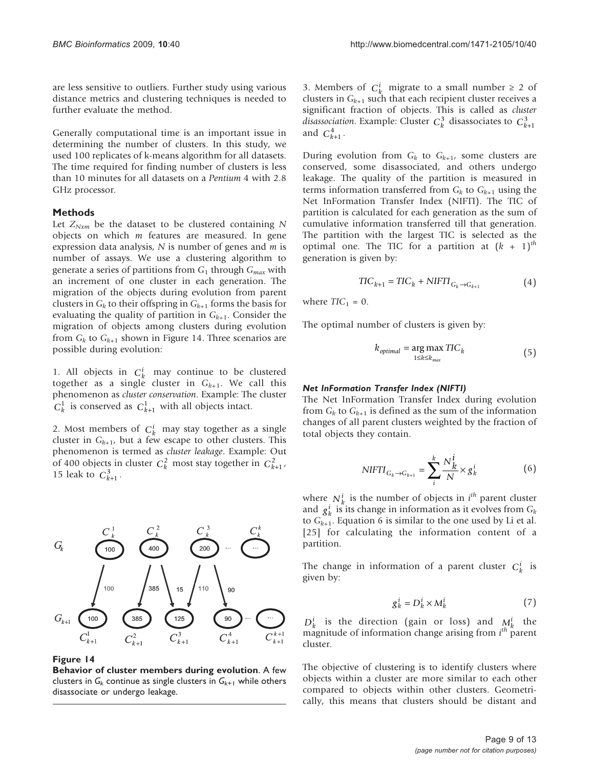are less sensitive to outliers. Further study using various distance metrics and clustering techniques is needed to further evaluate the method.

Generally computational time is an important issue in determining the number of clusters. In this study, we used 100 replicates of k-means algorithm for all datasets. The time required for finding number of clusters is less than 10 minutes for all datasets on a *Pentium* 4 with 2.8 GHz processor.

## Methods

Let $Z_{Nxm}$ be the dataset to be clustered containing $N$ objects on which $m$ features are measured. In gene expression data analysis, $N$ is number of genes and $m$ is number of assays. We use a clustering algorithm to generate a series of partitions from $G_1$ through $G_{max}$ with an increment of one cluster in each generation. The migration of the objects during evolution from parent clusters in $G_k$ to their offspring in $G_{k+1}$ forms the basis for evaluating the quality of partition in $G_{k+1}$. Consider the migration of objects among clusters during evolution from $G_k$ to $G_{k+1}$ shown in Figure 14. Three scenarios are possible during evolution:

1. All objects in $C_k^i$ may continue to be clustered together as a single cluster in $G_{k+1}$. We call this phenomenon as *cluster conservation*. Example: The cluster $C_k^1$ is conserved as $C_{k+1}^1$ with all objects intact.

2. Most members of $C_k^i$ may stay together as a single cluster in $G_{k+1}$, but a few escape to other clusters. This phenomenon is termed as *cluster leakage*. Example: Out of 400 objects in cluster $C_k^2$ most stay together in $C_{k+1}^2$, 15 leak to $C_{k+1}^3$.

**Figure 14**

**Behavior of cluster members during evolution**. A few clusters in $G_k$ continue as single clusters in $G_{k+1}$ while others disassociate or undergo leakage.

3. Members of $C_k^i$ migrate to a small number ≥ 2 of clusters in $G_{k+1}$ such that each recipient cluster receives a significant fraction of objects. This is called as *cluster disassociation*. Example: Cluster $C_k^3$ disassociates to $C_{k+1}^3$ and $C_{k+1}^4$.

During evolution from $G_k$ to $G_{k+1}$, some clusters are conserved, some disassociated, and others undergo leakage. The quality of the partition is measured in terms information transferred from $G_k$ to $G_{k+1}$ using the Net InFormation Transfer Index (NIFTI). The TIC of partition is calculated for each generation as the sum of cumulative information transferred till that generation. The partition with the largest TIC is selected as the optimal one. The TIC for a partition at $(k + 1)^{th}$ generation is given by:

$$TIC_{k+1} = TIC_k + NIFTI_{G_k \to G_{k+1}} \quad (4)$$

where $TIC_1 = 0$.

The optimal number of clusters is given by:

$$k_{optimal} = \underset{1 \le k \le k_{max}}{\arg\max}\, TIC_k \quad (5)$$

### *Net InFormation Transfer Index (NIFTI)*

The Net InFormation Transfer Index during evolution from $G_k$ to $G_{k+1}$ is defined as the sum of the information changes of all parent clusters weighted by the fraction of total objects they contain.

$$NIFTI_{G_k \to G_{k+1}} = \sum_{i}^{k} \frac{N_k^i}{N} \times g_k^i \quad (6)$$

where $N_k^i$ is the number of objects in $i^{th}$ parent cluster and $g_k^i$ is its change in information as it evolves from $G_k$ to $G_{k+1}$. Equation 6 is similar to the one used by Li et al. [25] for calculating the information content of a partition.

The change in information of a parent cluster $C_k^i$ is given by:

$$g_k^i = D_k^i \times M_k^i \quad (7)$$

$D_k^i$ is the direction (gain or loss) and $M_k^i$ the magnitude of information change arising from $i^{th}$ parent cluster.

The objective of clustering is to identify clusters where objects within a cluster are more similar to each other compared to objects within other clusters. Geometrically, this means that clusters should be distant and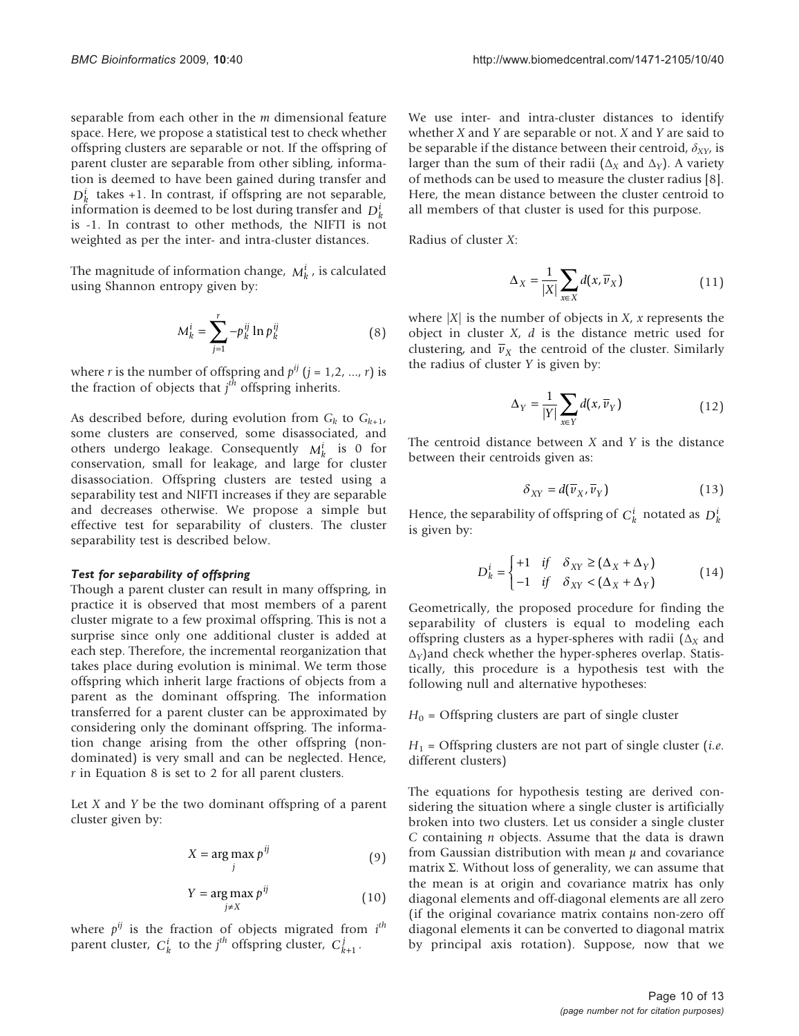separable from each other in the $m$ dimensional feature space. Here, we propose a statistical test to check whether offspring clusters are separable or not. If the offspring of parent cluster are separable from other sibling, information is deemed to have been gained during transfer and $D_k^i$ takes +1. In contrast, if offspring are not separable, information is deemed to be lost during transfer and $D_k^i$ is -1. In contrast to other methods, the NIFTI is not weighted as per the inter- and intra-cluster distances.

The magnitude of information change, $M_k^i$, is calculated using Shannon entropy given by:

$$M_k^i = \sum_{j=1}^{r} -p_k^{ij} \ln p_k^{ij} \tag{8}$$

where $r$ is the number of offspring and $p^{ij}$ ($j = 1,2, ..., r$) is the fraction of objects that $j^{th}$ offspring inherits.

As described before, during evolution from $G_k$ to $G_{k+1}$, some clusters are conserved, some disassociated, and others undergo leakage. Consequently $M_k^i$ is 0 for conservation, small for leakage, and large for cluster disassociation. Offspring clusters are tested using a separability test and NIFTI increases if they are separable and decreases otherwise. We propose a simple but effective test for separability of clusters. The cluster separability test is described below.

#### *Test for separability of offspring*

Though a parent cluster can result in many offspring, in practice it is observed that most members of a parent cluster migrate to a few proximal offspring. This is not a surprise since only one additional cluster is added at each step. Therefore, the incremental reorganization that takes place during evolution is minimal. We term those offspring which inherit large fractions of objects from a parent as the dominant offspring. The information transferred for a parent cluster can be approximated by considering only the dominant offspring. The information change arising from the other offspring (non-dominated) is very small and can be neglected. Hence, $r$ in Equation 8 is set to 2 for all parent clusters.

Let $X$ and $Y$ be the two dominant offspring of a parent cluster given by:

$$X = \arg\max_{j} p^{ij} \tag{9}$$

$$Y = \arg\max_{j \neq X} p^{ij} \tag{10}$$

where $p^{ij}$ is the fraction of objects migrated from $i^{th}$ parent cluster, $C_k^i$ to the $j^{th}$ offspring cluster, $C_{k+1}^j$.

We use inter- and intra-cluster distances to identify whether $X$ and $Y$ are separable or not. $X$ and $Y$ are said to be separable if the distance between their centroid, $\delta_{XY}$, is larger than the sum of their radii ($\Delta_X$ and $\Delta_Y$). A variety of methods can be used to measure the cluster radius [8]. Here, the mean distance between the cluster centroid to all members of that cluster is used for this purpose.

Radius of cluster $X$:

$$\Delta_X = \frac{1}{|X|} \sum_{x \in X} d(x, \overline{v}_X) \tag{11}$$

where $|X|$ is the number of objects in $X$, $x$ represents the object in cluster $X$, $d$ is the distance metric used for clustering, and $\overline{v}_X$ the centroid of the cluster. Similarly the radius of cluster $Y$ is given by:

$$\Delta_Y = \frac{1}{|Y|} \sum_{x \in Y} d(x, \overline{v}_Y) \tag{12}$$

The centroid distance between $X$ and $Y$ is the distance between their centroids given as:

$$\delta_{XY} = d(\overline{v}_X, \overline{v}_Y) \tag{13}$$

Hence, the separability of offspring of $C_k^i$ notated as $D_k^i$ is given by:

$$D_k^i = \begin{cases} +1 & if \quad \delta_{XY} \geq (\Delta_X + \Delta_Y) \\ -1 & if \quad \delta_{XY} < (\Delta_X + \Delta_Y) \end{cases} \tag{14}$$

Geometrically, the proposed procedure for finding the separability of clusters is equal to modeling each offspring clusters as a hyper-spheres with radii ($\Delta_X$ and $\Delta_Y$)and check whether the hyper-spheres overlap. Statistically, this procedure is a hypothesis test with the following null and alternative hypotheses:

$H_0$ = Offspring clusters are part of single cluster

$H_1$ = Offspring clusters are not part of single cluster (*i.e.* different clusters)

The equations for hypothesis testing are derived considering the situation where a single cluster is artificially broken into two clusters. Let us consider a single cluster $C$ containing $n$ objects. Assume that the data is drawn from Gaussian distribution with mean $\mu$ and covariance matrix $\Sigma$. Without loss of generality, we can assume that the mean is at origin and covariance matrix has only diagonal elements and off-diagonal elements are all zero (if the original covariance matrix contains non-zero off diagonal elements it can be converted to diagonal matrix by principal axis rotation). Suppose, now that we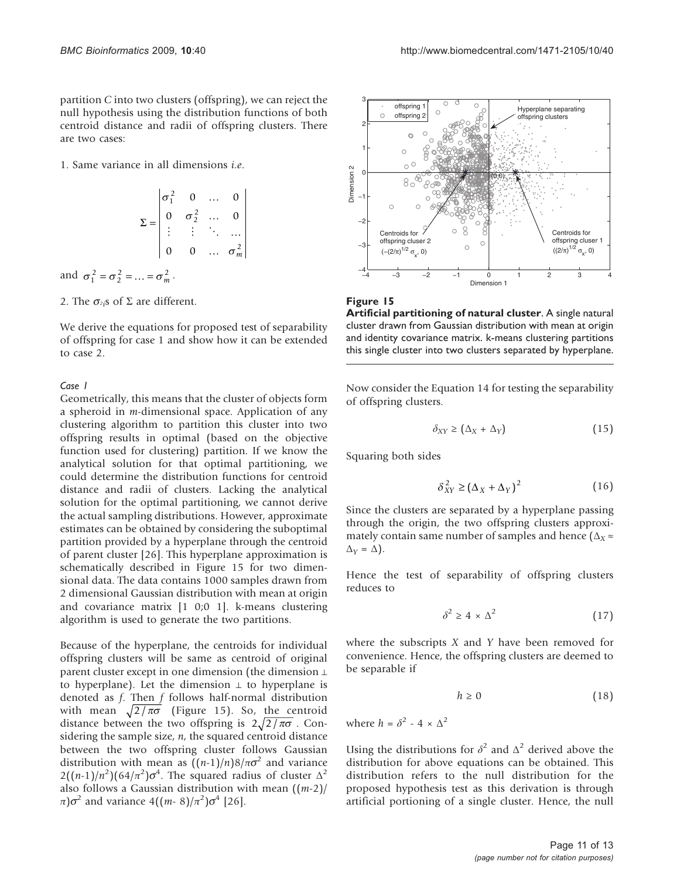partition $C$ into two clusters (offspring), we can reject the null hypothesis using the distribution functions of both centroid distance and radii of offspring clusters. There are two cases:

1. Same variance in all dimensions *i.e.*

$$\Sigma = \begin{vmatrix} \sigma_1^2 & 0 & \dots & 0 \\ 0 & \sigma_2^2 & \dots & 0 \\ \vdots & \vdots & \ddots & \dots \\ 0 & 0 & \dots & \sigma_m^2 \end{vmatrix}$$

and $\sigma_1^2 = \sigma_2^2 = \dots = \sigma_m^2$.

2. The $\sigma_{2i}$s of $\Sigma$ are different.

We derive the equations for proposed test of separability of offspring for case 1 and show how it can be extended to case 2.

### *Case 1*

Geometrically, this means that the cluster of objects form a spheroid in $m$-dimensional space. Application of any clustering algorithm to partition this cluster into two offspring results in optimal (based on the objective function used for clustering) partition. If we know the analytical solution for that optimal partitioning, we could determine the distribution functions for centroid distance and radii of clusters. Lacking the analytical solution for the optimal partitioning, we cannot derive the actual sampling distributions. However, approximate estimates can be obtained by considering the suboptimal partition provided by a hyperplane through the centroid of parent cluster [26]. This hyperplane approximation is schematically described in Figure 15 for two dimensional data. The data contains 1000 samples drawn from 2 dimensional Gaussian distribution with mean at origin and covariance matrix [1 0;0 1]. k-means clustering algorithm is used to generate the two partitions.

Because of the hyperplane, the centroids for individual offspring clusters will be same as centroid of original parent cluster except in one dimension (the dimension ⊥ to hyperplane). Let the dimension ⊥ to hyperplane is denoted as $f$. Then $f$ follows half-normal distribution with mean $\sqrt{2/\pi\sigma}$ (Figure 15). So, the centroid distance between the two offspring is $2\sqrt{2/\pi\sigma}$. Considering the sample size, $n$, the squared centroid distance between the two offspring cluster follows Gaussian distribution with mean as $((n\text{-}1)/n)8/\pi\sigma^2$ and variance $2((n\text{-}1)/n^2)(64/\pi^2)\sigma^4$. The squared radius of cluster $\Delta^2$ also follows a Gaussian distribution with mean $((m\text{-}2)/\pi)\sigma^2$ and variance $4((m\text{-} 8)/\pi^2)\sigma^4$ [26].

**Figure 15**

**Artificial partitioning of natural cluster**. A single natural cluster drawn from Gaussian distribution with mean at origin and identity covariance matrix. k-means clustering partitions this single cluster into two clusters separated by hyperplane.

Now consider the Equation 14 for testing the separability of offspring clusters.

$$\delta_{XY} \geq (\Delta_X + \Delta_Y) \tag{15}$$

Squaring both sides

$$\delta_{XY}^2 \geq (\Delta_X + \Delta_Y)^2 \tag{16}$$

Since the clusters are separated by a hyperplane passing through the origin, the two offspring clusters approximately contain same number of samples and hence ($\Delta_X \approx \Delta_Y = \Delta$).

Hence the test of separability of offspring clusters reduces to

$$\delta^2 \geq 4 \times \Delta^2 \tag{17}$$

where the subscripts $X$ and $Y$ have been removed for convenience. Hence, the offspring clusters are deemed to be separable if

$$h \geq 0 \tag{18}$$

where $h = \delta^2 - 4 \times \Delta^2$

Using the distributions for $\delta^2$ and $\Delta^2$ derived above the distribution for above equations can be obtained. This distribution refers to the null distribution for the proposed hypothesis test as this derivation is through artificial portioning of a single cluster. Hence, the null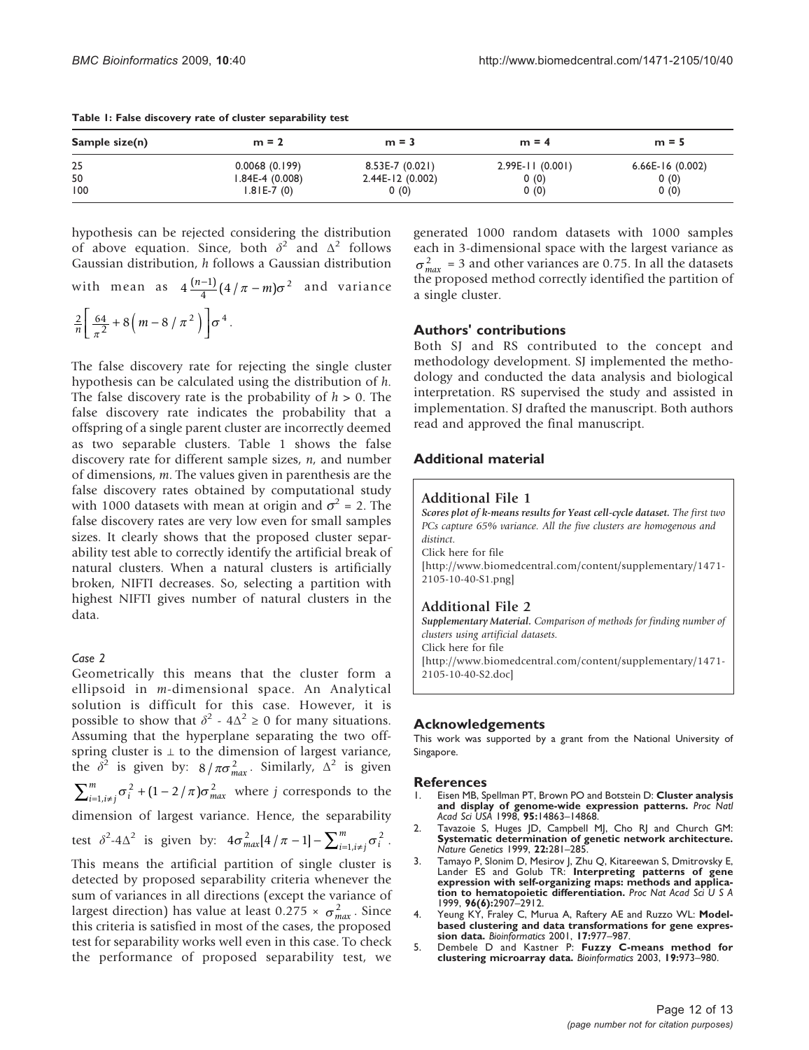**Table 1: False discovery rate of cluster separability test**

| Sample size(n) | m = 2 | m = 3 | m = 4 | m = 5 |
| --- | --- | --- | --- | --- |
| 25 | 0.0068 (0.199) | 8.53E-7 (0.021) | 2.99E-11 (0.001) | 6.66E-16 (0.002) |
| 50 | 1.84E-4 (0.008) | 2.44E-12 (0.002) | 0 (0) | 0 (0) |
| 100 | 1.81E-7 (0) | 0 (0) | 0 (0) | 0 (0) |

hypothesis can be rejected considering the distribution of above equation. Since, both $\delta^2$ and $\Delta^2$ follows Gaussian distribution, $h$ follows a Gaussian distribution with mean as $4\frac{(n-1)}{4}(4/\pi - m)\sigma^2$ and variance $\frac{2}{n}\left[\frac{64}{\pi^2} + 8\left(m - 8/\pi^2\right)\right]\sigma^4$.

The false discovery rate for rejecting the single cluster hypothesis can be calculated using the distribution of $h$. The false discovery rate is the probability of $h > 0$. The false discovery rate indicates the probability that a offspring of a single parent cluster are incorrectly deemed as two separable clusters. Table 1 shows the false discovery rate for different sample sizes, $n$, and number of dimensions, $m$. The values given in parenthesis are the false discovery rates obtained by computational study with 1000 datasets with mean at origin and $\sigma^2 = 2$. The false discovery rates are very low even for small samples sizes. It clearly shows that the proposed cluster separability test able to correctly identify the artificial break of natural clusters. When a natural clusters is artificially broken, NIFTI decreases. So, selecting a partition with highest NIFTI gives number of natural clusters in the data.

*Case 2*

Geometrically this means that the cluster form a ellipsoid in $m$-dimensional space. An Analytical solution is difficult for this case. However, it is possible to show that $\delta^2 - 4\Delta^2 \geq 0$ for many situations. Assuming that the hyperplane separating the two offspring cluster is $\perp$ to the dimension of largest variance, the $\delta^2$ is given by: $8/\pi\sigma_{max}^2$. Similarly, $\Delta^2$ is given $\sum_{i=1, i\neq j}^{m}\sigma_i^2 + (1 - 2/\pi)\sigma_{max}^2$ where $j$ corresponds to the dimension of largest variance. Hence, the separability test $\delta^2$-$4\Delta^2$ is given by: $4\sigma_{max}^2[4/\pi - 1] - \sum_{i=1, i\neq j}^{m}\sigma_i^2$. This means the artificial partition of single cluster is detected by proposed separability criteria whenever the sum of variances in all directions (except the variance of largest direction) has value at least $0.275 \times \sigma_{max}^2$. Since this criteria is satisfied in most of the cases, the proposed test for separability works well even in this case. To check the performance of proposed separability test, we generated 1000 random datasets with 1000 samples each in 3-dimensional space with the largest variance as $\sigma_{max}^2 = 3$ and other variances are 0.75. In all the datasets the proposed method correctly identified the partition of a single cluster.

## Authors' contributions

Both SJ and RS contributed to the concept and methodology development. SJ implemented the methodology and conducted the data analysis and biological interpretation. RS supervised the study and assisted in implementation. SJ drafted the manuscript. Both authors read and approved the final manuscript.

## Additional material

### Additional File 1

***Scores plot of k-means results for Yeast cell-cycle dataset.*** *The first two PCs capture 65% variance. All the five clusters are homogenous and distinct.*
Click here for file
[http://www.biomedcentral.com/content/supplementary/1471-2105-10-40-S1.png]

### Additional File 2

***Supplementary Material.*** *Comparison of methods for finding number of clusters using artificial datasets.*
Click here for file
[http://www.biomedcentral.com/content/supplementary/1471-2105-10-40-S2.doc]

## Acknowledgements

This work was supported by a grant from the National University of Singapore.

## References

1. Eisen MB, Spellman PT, Brown PO and Botstein D: **Cluster analysis and display of genome-wide expression patterns.** *Proc Natl Acad Sci USA* 1998, **95:**14863–14868.
2. Tavazoie S, Huges JD, Campbell MJ, Cho RJ and Church GM: **Systematic determination of genetic network architecture.** *Nature Genetics* 1999, **22:**281–285.
3. Tamayo P, Slonim D, Mesirov J, Zhu Q, Kitareewan S, Dmitrovsky E, Lander ES and Golub TR: **Interpreting patterns of gene expression with self-organizing maps: methods and application to hematopoietic differentiation.** *Proc Nat Acad Sci U S A* 1999, **96(6):**2907–2912.
4. Yeung KY, Fraley C, Murua A, Raftery AE and Ruzzo WL: **Model-based clustering and data transformations for gene expression data.** *Bioinformatics* 2001, **17:**977–987.
5. Dembele D and Kastner P: **Fuzzy C-means method for clustering microarray data.** *Bioinformatics* 2003, **19:**973–980.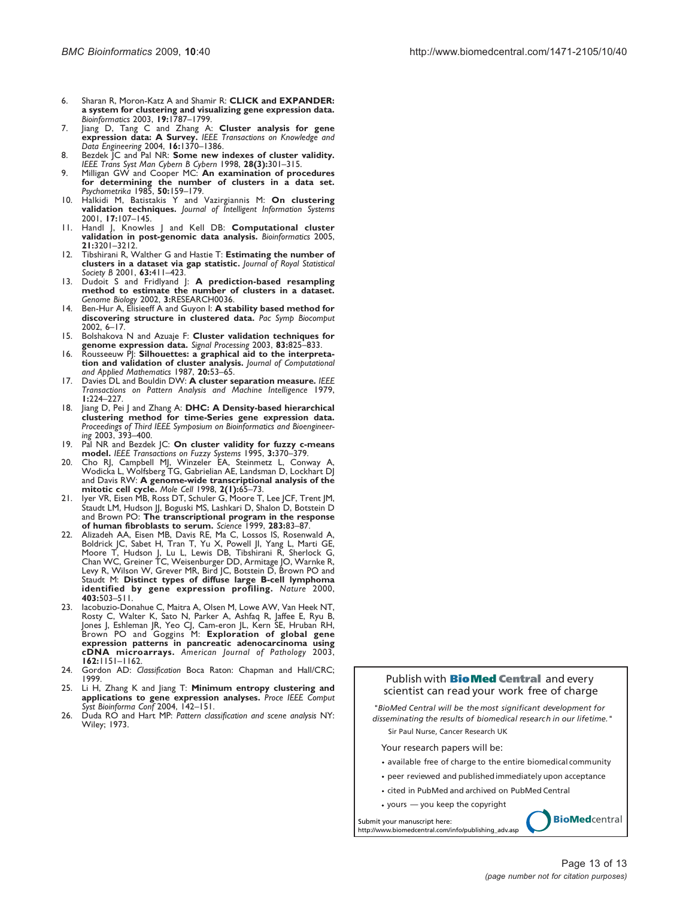6. Sharan R, Moron-Katz A and Shamir R: **CLICK and EXPANDER: a system for clustering and visualizing gene expression data.** *Bioinformatics* 2003, **19:**1787–1799.
7. Jiang D, Tang C and Zhang A: **Cluster analysis for gene expression data: A Survey.** *IEEE Transactions on Knowledge and Data Engineering* 2004, **16:**1370–1386.
8. Bezdek JC and Pal NR: **Some new indexes of cluster validity.** *IEEE Trans Syst Man Cybern B Cybern* 1998, **28(3):**301–315.
9. Milligan GW and Cooper MC: **An examination of procedures for determining the number of clusters in a data set.** *Psychometrika* 1985, **50:**159–179.
10. Halkidi M, Batistakis Y and Vazirgiannis M: **On clustering validation techniques.** *Journal of Intelligent Information Systems* 2001, **17:**107–145.
11. Handl J, Knowles J and Kell DB: **Computational cluster validation in post-genomic data analysis.** *Bioinformatics* 2005, **21:**3201–3212.
12. Tibshirani R, Walther G and Hastie T: **Estimating the number of clusters in a dataset via gap statistic.** *Journal of Royal Statistical Society B* 2001, **63:**411–423.
13. Dudoit S and Fridlyand J: **A prediction-based resampling method to estimate the number of clusters in a dataset.** *Genome Biology* 2002, **3:**RESEARCH0036.
14. Ben-Hur A, Elisieeff A and Guyon I: **A stability based method for discovering structure in clustered data.** *Pac Symp Biocomput* 2002, 6–17.
15. Bolshakova N and Azuaje F: **Cluster validation techniques for genome expression data.** *Signal Processing* 2003, **83:**825–833.
16. Rousseeuw PJ: **Silhouettes: a graphical aid to the interpretation and validation of cluster analysis.** *Journal of Computational and Applied Mathematics* 1987, **20:**53–65.
17. Davies DL and Bouldin DW: **A cluster separation measure.** *IEEE Transactions on Pattern Analysis and Machine Intelligence* 1979, **1:**224–227.
18. Jiang D, Pei J and Zhang A: **DHC: A Density-based hierarchical clustering method for time-Series gene expression data.** *Proceedings of Third IEEE Symposium on Bioinformatics and Bioengineering* 2003, 393–400.
19. Pal NR and Bezdek JC: **On cluster validity for fuzzy c-means model.** *IEEE Transactions on Fuzzy Systems* 1995, **3:**370–379.
20. Cho RJ, Campbell MJ, Winzeler EA, Steinmetz L, Conway A, Wodicka L, Wolfsberg TG, Gabrielian AE, Landsman D, Lockhart DJ and Davis RW: **A genome-wide transcriptional analysis of the mitotic cell cycle.** *Mole Cell* 1998, **2(1):**65–73.
21. Iyer VR, Eisen MB, Ross DT, Schuler G, Moore T, Lee JCF, Trent JM, Staudt LM, Hudson JJ, Boguski MS, Lashkari D, Shalon D, Botstein D and Brown PO: **The transcriptional program in the response of human fibroblasts to serum.** *Science* 1999, **283:**83–87.
22. Alizadeh AA, Eisen MB, Davis RE, Ma C, Lossos IS, Rosenwald A, Boldrick JC, Sabet H, Tran T, Yu X, Powell JI, Yang L, Marti GE, Moore T, Hudson J, Lu L, Lewis DB, Tibshirani R, Sherlock G, Chan WC, Greiner TC, Weisenburger DD, Armitage JO, Warnke R, Levy R, Wilson W, Grever MR, Bird JC, Botstein D, Brown PO and Staudt M: **Distinct types of diffuse large B-cell lymphoma identified by gene expression profiling.** *Nature* 2000, **403:**503–511.
23. Iacobuzio-Donahue C, Maitra A, Olsen M, Lowe AW, Van Heek NT, Rosty C, Walter K, Sato N, Parker A, Ashfaq R, Jaffee E, Ryu B, Jones J, Eshleman JR, Yeo CJ, Cam-eron JL, Kern SE, Hruban RH, Brown PO and Goggins M: **Exploration of global gene expression patterns in pancreatic adenocarcinoma using cDNA microarrays.** *American Journal of Pathology* 2003, **162:**1151–1162.
24. Gordon AD: *Classification* Boca Raton: Chapman and Hall/CRC; 1999.
25. Li H, Zhang K and Jiang T: **Minimum entropy clustering and applications to gene expression analyses.** *Proce IEEE Comput Syst Bioinforma Conf* 2004, 142–151.
26. Duda RO and Hart MP: *Pattern classification and scene analysis* NY: Wiley; 1973.

Publish with **BioMed Central** and every scientist can read your work free of charge

*"BioMed Central will be the most significant development for disseminating the results of biomedical research in our lifetime."*

Sir Paul Nurse, Cancer Research UK

Your research papers will be:

- available free of charge to the entire biomedical community
- peer reviewed and published immediately upon acceptance
- cited in PubMed and archived on PubMed Central
- yours — you keep the copyright

Submit your manuscript here:
http://www.biomedcentral.com/info/publishing_adv.asp

**BioMed**central